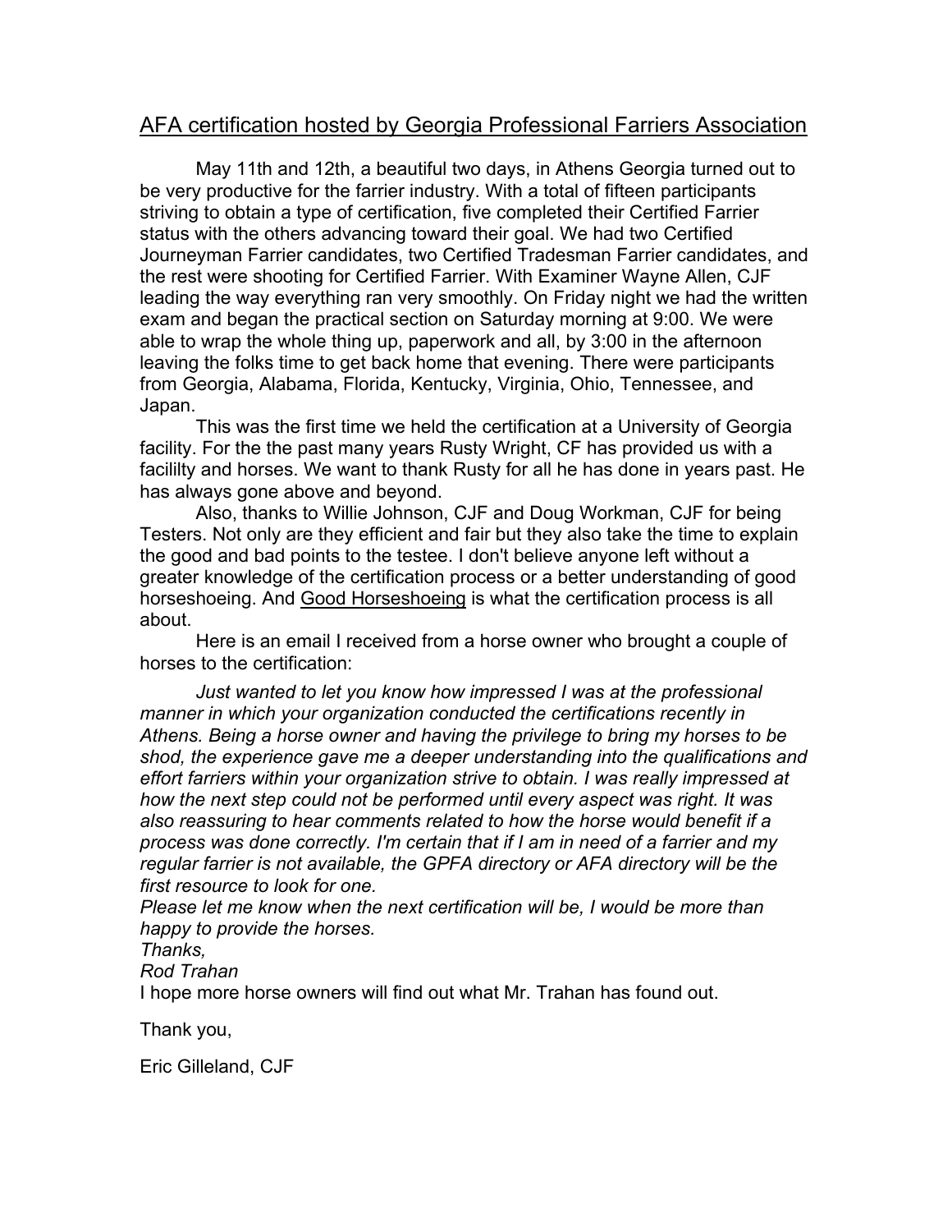# AFA certification hosted by Georgia Professional Farriers Association

May 11th and 12th, a beautiful two days, in Athens Georgia turned out to be very productive for the farrier industry. With a total of fifteen participants striving to obtain a type of certification, five completed their Certified Farrier status with the others advancing toward their goal. We had two Certified Journeyman Farrier candidates, two Certified Tradesman Farrier candidates, and the rest were shooting for Certified Farrier. With Examiner Wayne Allen, CJF leading the way everything ran very smoothly. On Friday night we had the written exam and began the practical section on Saturday morning at 9:00. We were able to wrap the whole thing up, paperwork and all, by 3:00 in the afternoon leaving the folks time to get back home that evening. There were participants from Georgia, Alabama, Florida, Kentucky, Virginia, Ohio, Tennessee, and Japan.

This was the first time we held the certification at a University of Georgia facility. For the the past many years Rusty Wright, CF has provided us with a facililty and horses. We want to thank Rusty for all he has done in years past. He has always gone above and beyond.

Also, thanks to Willie Johnson, CJF and Doug Workman, CJF for being Testers. Not only are they efficient and fair but they also take the time to explain the good and bad points to the testee. I don't believe anyone left without a greater knowledge of the certification process or a better understanding of good horseshoeing. And Good Horseshoeing is what the certification process is all about.

Here is an email I received from a horse owner who brought a couple of horses to the certification:

*Just wanted to let you know how impressed I was at the professional manner in which your organization conducted the certifications recently in Athens. Being a horse owner and having the privilege to bring my horses to be shod, the experience gave me a deeper understanding into the qualifications and effort farriers within your organization strive to obtain. I was really impressed at how the next step could not be performed until every aspect was right. It was also reassuring to hear comments related to how the horse would benefit if a process was done correctly. I'm certain that if I am in need of a farrier and my regular farrier is not available, the GPFA directory or AFA directory will be the first resource to look for one.*

*Please let me know when the next certification will be, I would be more than happy to provide the horses.*

*Thanks,*

*Rod Trahan*

I hope more horse owners will find out what Mr. Trahan has found out.

Thank you,

Eric Gilleland, CJF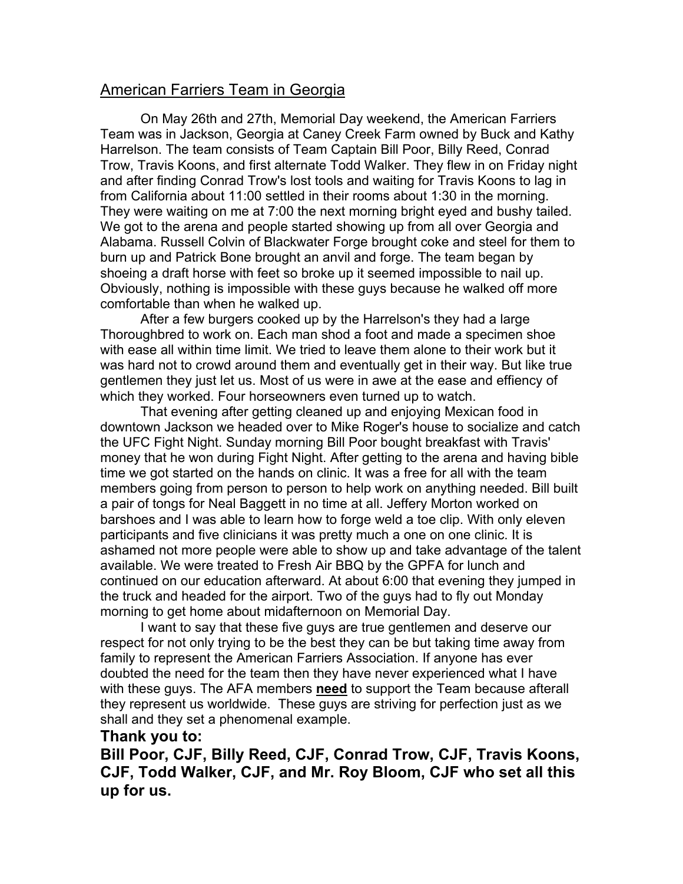## American Farriers Team in Georgia

On May 26th and 27th, Memorial Day weekend, the American Farriers Team was in Jackson, Georgia at Caney Creek Farm owned by Buck and Kathy Harrelson. The team consists of Team Captain Bill Poor, Billy Reed, Conrad Trow, Travis Koons, and first alternate Todd Walker. They flew in on Friday night and after finding Conrad Trow's lost tools and waiting for Travis Koons to lag in from California about 11:00 settled in their rooms about 1:30 in the morning. They were waiting on me at 7:00 the next morning bright eyed and bushy tailed. We got to the arena and people started showing up from all over Georgia and Alabama. Russell Colvin of Blackwater Forge brought coke and steel for them to burn up and Patrick Bone brought an anvil and forge. The team began by shoeing a draft horse with feet so broke up it seemed impossible to nail up. Obviously, nothing is impossible with these guys because he walked off more comfortable than when he walked up.

After a few burgers cooked up by the Harrelson's they had a large Thoroughbred to work on. Each man shod a foot and made a specimen shoe with ease all within time limit. We tried to leave them alone to their work but it was hard not to crowd around them and eventually get in their way. But like true gentlemen they just let us. Most of us were in awe at the ease and effiency of which they worked. Four horseowners even turned up to watch.

That evening after getting cleaned up and enjoying Mexican food in downtown Jackson we headed over to Mike Roger's house to socialize and catch the UFC Fight Night. Sunday morning Bill Poor bought breakfast with Travis' money that he won during Fight Night. After getting to the arena and having bible time we got started on the hands on clinic. It was a free for all with the team members going from person to person to help work on anything needed. Bill built a pair of tongs for Neal Baggett in no time at all. Jeffery Morton worked on barshoes and I was able to learn how to forge weld a toe clip. With only eleven participants and five clinicians it was pretty much a one on one clinic. It is ashamed not more people were able to show up and take advantage of the talent available. We were treated to Fresh Air BBQ by the GPFA for lunch and continued on our education afterward. At about 6:00 that evening they jumped in the truck and headed for the airport. Two of the guys had to fly out Monday morning to get home about midafternoon on Memorial Day.

I want to say that these five guys are true gentlemen and deserve our respect for not only trying to be the best they can be but taking time away from family to represent the American Farriers Association. If anyone has ever doubted the need for the team then they have never experienced what I have with these guys. The AFA members **need** to support the Team because afterall they represent us worldwide. These guys are striving for perfection just as we shall and they set a phenomenal example.

**Thank you to:**

**Bill Poor, CJF, Billy Reed, CJF, Conrad Trow, CJF, Travis Koons, CJF, Todd Walker, CJF, and Mr. Roy Bloom, CJF who set all this up for us.**